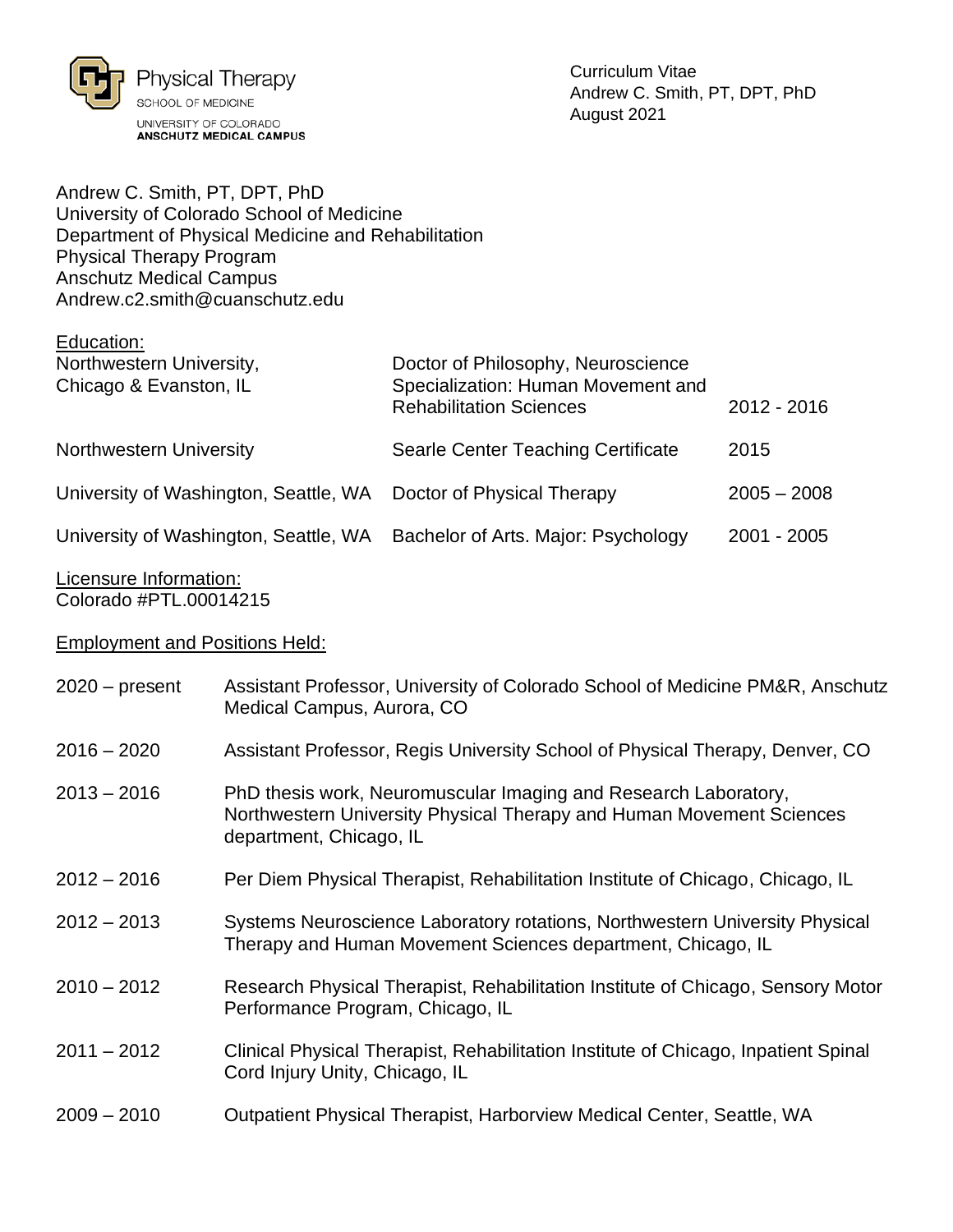Physical Therapy
SCHOOL OF MEDICINE
UNIVERSITY OF COLORADO
**ANSCHUTZ MEDICAL CAMPUS**

Curriculum Vitae
Andrew C. Smith, PT, DPT, PhD
August 2021

Andrew C. Smith, PT, DPT, PhD
University of Colorado School of Medicine
Department of Physical Medicine and Rehabilitation
Physical Therapy Program
Anschutz Medical Campus
Andrew.c2.smith@cuanschutz.edu

## Education:

| | | |
|---|---|---|
| Northwestern University, Chicago & Evanston, IL | Doctor of Philosophy, Neuroscience Specialization: Human Movement and Rehabilitation Sciences | 2012 - 2016 |
| Northwestern University | Searle Center Teaching Certificate | 2015 |
| University of Washington, Seattle, WA | Doctor of Physical Therapy | 2005 – 2008 |
| University of Washington, Seattle, WA | Bachelor of Arts. Major: Psychology | 2001 - 2005 |

## Licensure Information:

Colorado #PTL.00014215

## Employment and Positions Held:

| | |
|---|---|
| 2020 – present | Assistant Professor, University of Colorado School of Medicine PM&R, Anschutz Medical Campus, Aurora, CO |
| 2016 – 2020 | Assistant Professor, Regis University School of Physical Therapy, Denver, CO |
| 2013 – 2016 | PhD thesis work, Neuromuscular Imaging and Research Laboratory, Northwestern University Physical Therapy and Human Movement Sciences department, Chicago, IL |
| 2012 – 2016 | Per Diem Physical Therapist, Rehabilitation Institute of Chicago, Chicago, IL |
| 2012 – 2013 | Systems Neuroscience Laboratory rotations, Northwestern University Physical Therapy and Human Movement Sciences department, Chicago, IL |
| 2010 – 2012 | Research Physical Therapist, Rehabilitation Institute of Chicago, Sensory Motor Performance Program, Chicago, IL |
| 2011 – 2012 | Clinical Physical Therapist, Rehabilitation Institute of Chicago, Inpatient Spinal Cord Injury Unity, Chicago, IL |
| 2009 – 2010 | Outpatient Physical Therapist, Harborview Medical Center, Seattle, WA |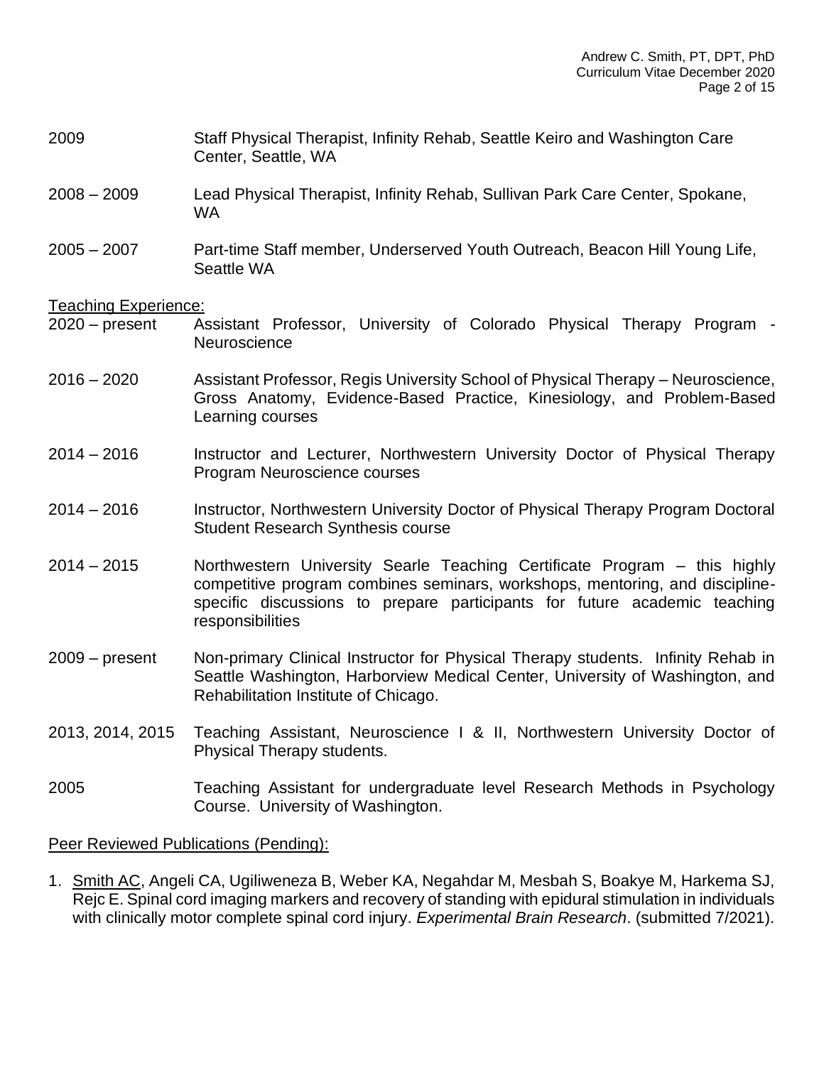2009 Staff Physical Therapist, Infinity Rehab, Seattle Keiro and Washington Care Center, Seattle, WA

2008 – 2009 Lead Physical Therapist, Infinity Rehab, Sullivan Park Care Center, Spokane, WA

2005 – 2007 Part-time Staff member, Underserved Youth Outreach, Beacon Hill Young Life, Seattle WA

Teaching Experience:

2020 – present Assistant Professor, University of Colorado Physical Therapy Program - Neuroscience

2016 – 2020 Assistant Professor, Regis University School of Physical Therapy – Neuroscience, Gross Anatomy, Evidence-Based Practice, Kinesiology, and Problem-Based Learning courses

2014 – 2016 Instructor and Lecturer, Northwestern University Doctor of Physical Therapy Program Neuroscience courses

2014 – 2016 Instructor, Northwestern University Doctor of Physical Therapy Program Doctoral Student Research Synthesis course

2014 – 2015 Northwestern University Searle Teaching Certificate Program – this highly competitive program combines seminars, workshops, mentoring, and discipline-specific discussions to prepare participants for future academic teaching responsibilities

2009 – present Non-primary Clinical Instructor for Physical Therapy students. Infinity Rehab in Seattle Washington, Harborview Medical Center, University of Washington, and Rehabilitation Institute of Chicago.

2013, 2014, 2015 Teaching Assistant, Neuroscience I & II, Northwestern University Doctor of Physical Therapy students.

2005 Teaching Assistant for undergraduate level Research Methods in Psychology Course. University of Washington.

Peer Reviewed Publications (Pending):

1. Smith AC, Angeli CA, Ugiliweneza B, Weber KA, Negahdar M, Mesbah S, Boakye M, Harkema SJ, Rejc E. Spinal cord imaging markers and recovery of standing with epidural stimulation in individuals with clinically motor complete spinal cord injury. *Experimental Brain Research*. (submitted 7/2021).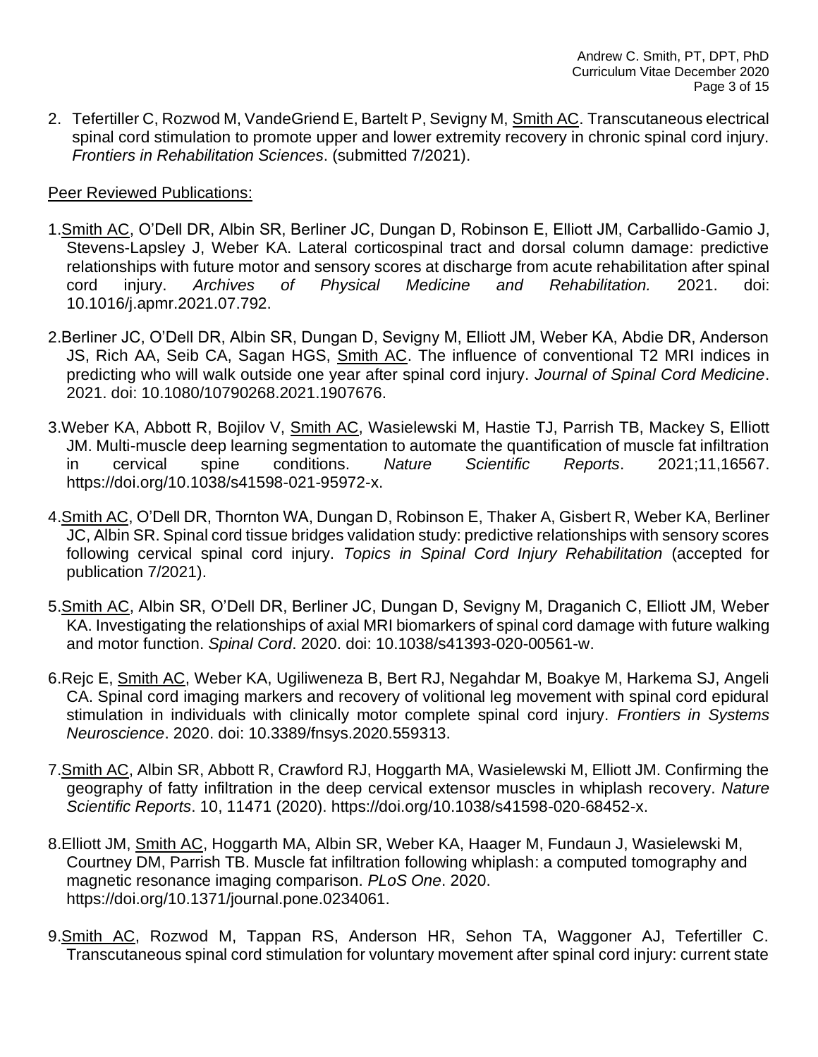2. Tefertiller C, Rozwod M, VandeGriend E, Bartelt P, Sevigny M, Smith AC. Transcutaneous electrical spinal cord stimulation to promote upper and lower extremity recovery in chronic spinal cord injury. *Frontiers in Rehabilitation Sciences*. (submitted 7/2021).

Peer Reviewed Publications:

1. Smith AC, O'Dell DR, Albin SR, Berliner JC, Dungan D, Robinson E, Elliott JM, Carballido-Gamio J, Stevens-Lapsley J, Weber KA. Lateral corticospinal tract and dorsal column damage: predictive relationships with future motor and sensory scores at discharge from acute rehabilitation after spinal cord injury. *Archives of Physical Medicine and Rehabilitation.* 2021. doi: 10.1016/j.apmr.2021.07.792.

2. Berliner JC, O'Dell DR, Albin SR, Dungan D, Sevigny M, Elliott JM, Weber KA, Abdie DR, Anderson JS, Rich AA, Seib CA, Sagan HGS, Smith AC. The influence of conventional T2 MRI indices in predicting who will walk outside one year after spinal cord injury. *Journal of Spinal Cord Medicine*. 2021. doi: 10.1080/10790268.2021.1907676.

3. Weber KA, Abbott R, Bojilov V, Smith AC, Wasielewski M, Hastie TJ, Parrish TB, Mackey S, Elliott JM. Multi-muscle deep learning segmentation to automate the quantification of muscle fat infiltration in cervical spine conditions. *Nature Scientific Reports*. 2021;11,16567. https://doi.org/10.1038/s41598-021-95972-x.

4. Smith AC, O'Dell DR, Thornton WA, Dungan D, Robinson E, Thaker A, Gisbert R, Weber KA, Berliner JC, Albin SR. Spinal cord tissue bridges validation study: predictive relationships with sensory scores following cervical spinal cord injury. *Topics in Spinal Cord Injury Rehabilitation* (accepted for publication 7/2021).

5. Smith AC, Albin SR, O'Dell DR, Berliner JC, Dungan D, Sevigny M, Draganich C, Elliott JM, Weber KA. Investigating the relationships of axial MRI biomarkers of spinal cord damage with future walking and motor function. *Spinal Cord*. 2020. doi: 10.1038/s41393-020-00561-w.

6. Rejc E, Smith AC, Weber KA, Ugiliweneza B, Bert RJ, Negahdar M, Boakye M, Harkema SJ, Angeli CA. Spinal cord imaging markers and recovery of volitional leg movement with spinal cord epidural stimulation in individuals with clinically motor complete spinal cord injury. *Frontiers in Systems Neuroscience*. 2020. doi: 10.3389/fnsys.2020.559313.

7. Smith AC, Albin SR, Abbott R, Crawford RJ, Hoggarth MA, Wasielewski M, Elliott JM. Confirming the geography of fatty infiltration in the deep cervical extensor muscles in whiplash recovery. *Nature Scientific Reports*. 10, 11471 (2020). https://doi.org/10.1038/s41598-020-68452-x.

8. Elliott JM, Smith AC, Hoggarth MA, Albin SR, Weber KA, Haager M, Fundaun J, Wasielewski M, Courtney DM, Parrish TB. Muscle fat infiltration following whiplash: a computed tomography and magnetic resonance imaging comparison. *PLoS One*. 2020. https://doi.org/10.1371/journal.pone.0234061.

9. Smith AC, Rozwod M, Tappan RS, Anderson HR, Sehon TA, Waggoner AJ, Tefertiller C. Transcutaneous spinal cord stimulation for voluntary movement after spinal cord injury: current state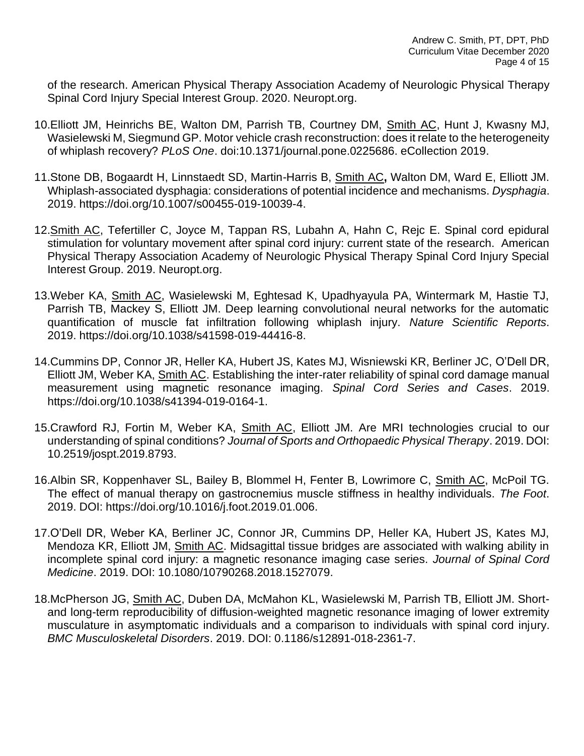of the research. American Physical Therapy Association Academy of Neurologic Physical Therapy Spinal Cord Injury Special Interest Group. 2020. Neuropt.org.

10. Elliott JM, Heinrichs BE, Walton DM, Parrish TB, Courtney DM, Smith AC, Hunt J, Kwasny MJ, Wasielewski M, Siegmund GP. Motor vehicle crash reconstruction: does it relate to the heterogeneity of whiplash recovery? *PLoS One*. doi:10.1371/journal.pone.0225686. eCollection 2019.

11. Stone DB, Bogaardt H, Linnstaedt SD, Martin-Harris B, Smith AC**,** Walton DM, Ward E, Elliott JM. Whiplash-associated dysphagia: considerations of potential incidence and mechanisms. *Dysphagia*. 2019. https://doi.org/10.1007/s00455-019-10039-4.

12. Smith AC, Tefertiller C, Joyce M, Tappan RS, Lubahn A, Hahn C, Rejc E. Spinal cord epidural stimulation for voluntary movement after spinal cord injury: current state of the research. American Physical Therapy Association Academy of Neurologic Physical Therapy Spinal Cord Injury Special Interest Group. 2019. Neuropt.org.

13. Weber KA, Smith AC, Wasielewski M, Eghtesad K, Upadhyayula PA, Wintermark M, Hastie TJ, Parrish TB, Mackey S, Elliott JM. Deep learning convolutional neural networks for the automatic quantification of muscle fat infiltration following whiplash injury. *Nature Scientific Reports*. 2019. https://doi.org/10.1038/s41598-019-44416-8.

14. Cummins DP, Connor JR, Heller KA, Hubert JS, Kates MJ, Wisniewski KR, Berliner JC, O'Dell DR, Elliott JM, Weber KA, Smith AC. Establishing the inter-rater reliability of spinal cord damage manual measurement using magnetic resonance imaging. *Spinal Cord Series and Cases*. 2019. https://doi.org/10.1038/s41394-019-0164-1.

15. Crawford RJ, Fortin M, Weber KA, Smith AC, Elliott JM. Are MRI technologies crucial to our understanding of spinal conditions? *Journal of Sports and Orthopaedic Physical Therapy*. 2019. DOI: 10.2519/jospt.2019.8793.

16. Albin SR, Koppenhaver SL, Bailey B, Blommel H, Fenter B, Lowrimore C, Smith AC, McPoil TG. The effect of manual therapy on gastrocnemius muscle stiffness in healthy individuals. *The Foot*. 2019. DOI: https://doi.org/10.1016/j.foot.2019.01.006.

17. O'Dell DR, Weber KA, Berliner JC, Connor JR, Cummins DP, Heller KA, Hubert JS, Kates MJ, Mendoza KR, Elliott JM, Smith AC. Midsagittal tissue bridges are associated with walking ability in incomplete spinal cord injury: a magnetic resonance imaging case series. *Journal of Spinal Cord Medicine*. 2019. DOI: 10.1080/10790268.2018.1527079.

18. McPherson JG, Smith AC, Duben DA, McMahon KL, Wasielewski M, Parrish TB, Elliott JM. Short- and long-term reproducibility of diffusion-weighted magnetic resonance imaging of lower extremity musculature in asymptomatic individuals and a comparison to individuals with spinal cord injury. *BMC Musculoskeletal Disorders*. 2019. DOI: 0.1186/s12891-018-2361-7.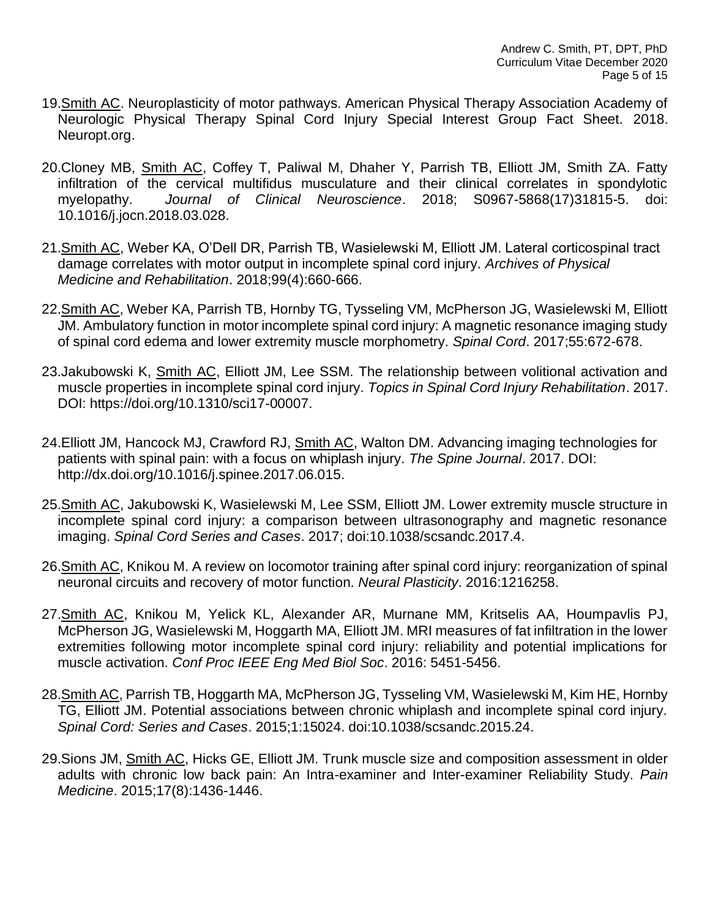19. Smith AC. Neuroplasticity of motor pathways. American Physical Therapy Association Academy of Neurologic Physical Therapy Spinal Cord Injury Special Interest Group Fact Sheet. 2018. Neuropt.org.

20. Cloney MB, Smith AC, Coffey T, Paliwal M, Dhaher Y, Parrish TB, Elliott JM, Smith ZA. Fatty infiltration of the cervical multifidus musculature and their clinical correlates in spondylotic myelopathy. *Journal of Clinical Neuroscience*. 2018; S0967-5868(17)31815-5. doi: 10.1016/j.jocn.2018.03.028.

21. Smith AC, Weber KA, O'Dell DR, Parrish TB, Wasielewski M, Elliott JM. Lateral corticospinal tract damage correlates with motor output in incomplete spinal cord injury. *Archives of Physical Medicine and Rehabilitation*. 2018;99(4):660-666.

22. Smith AC, Weber KA, Parrish TB, Hornby TG, Tysseling VM, McPherson JG, Wasielewski M, Elliott JM. Ambulatory function in motor incomplete spinal cord injury: A magnetic resonance imaging study of spinal cord edema and lower extremity muscle morphometry. *Spinal Cord*. 2017;55:672-678.

23. Jakubowski K, Smith AC, Elliott JM, Lee SSM. The relationship between volitional activation and muscle properties in incomplete spinal cord injury. *Topics in Spinal Cord Injury Rehabilitation*. 2017. DOI: https://doi.org/10.1310/sci17-00007.

24. Elliott JM, Hancock MJ, Crawford RJ, Smith AC, Walton DM. Advancing imaging technologies for patients with spinal pain: with a focus on whiplash injury. *The Spine Journal*. 2017. DOI: http://dx.doi.org/10.1016/j.spinee.2017.06.015.

25. Smith AC, Jakubowski K, Wasielewski M, Lee SSM, Elliott JM. Lower extremity muscle structure in incomplete spinal cord injury: a comparison between ultrasonography and magnetic resonance imaging. *Spinal Cord Series and Cases*. 2017; doi:10.1038/scsandc.2017.4.

26. Smith AC, Knikou M. A review on locomotor training after spinal cord injury: reorganization of spinal neuronal circuits and recovery of motor function. *Neural Plasticity*. 2016:1216258.

27. Smith AC, Knikou M, Yelick KL, Alexander AR, Murnane MM, Kritselis AA, Houmpavlis PJ, McPherson JG, Wasielewski M, Hoggarth MA, Elliott JM. MRI measures of fat infiltration in the lower extremities following motor incomplete spinal cord injury: reliability and potential implications for muscle activation. *Conf Proc IEEE Eng Med Biol Soc*. 2016: 5451-5456.

28. Smith AC, Parrish TB, Hoggarth MA, McPherson JG, Tysseling VM, Wasielewski M, Kim HE, Hornby TG, Elliott JM. Potential associations between chronic whiplash and incomplete spinal cord injury. *Spinal Cord: Series and Cases*. 2015;1:15024. doi:10.1038/scsandc.2015.24.

29. Sions JM, Smith AC, Hicks GE, Elliott JM. Trunk muscle size and composition assessment in older adults with chronic low back pain: An Intra-examiner and Inter-examiner Reliability Study. *Pain Medicine*. 2015;17(8):1436-1446.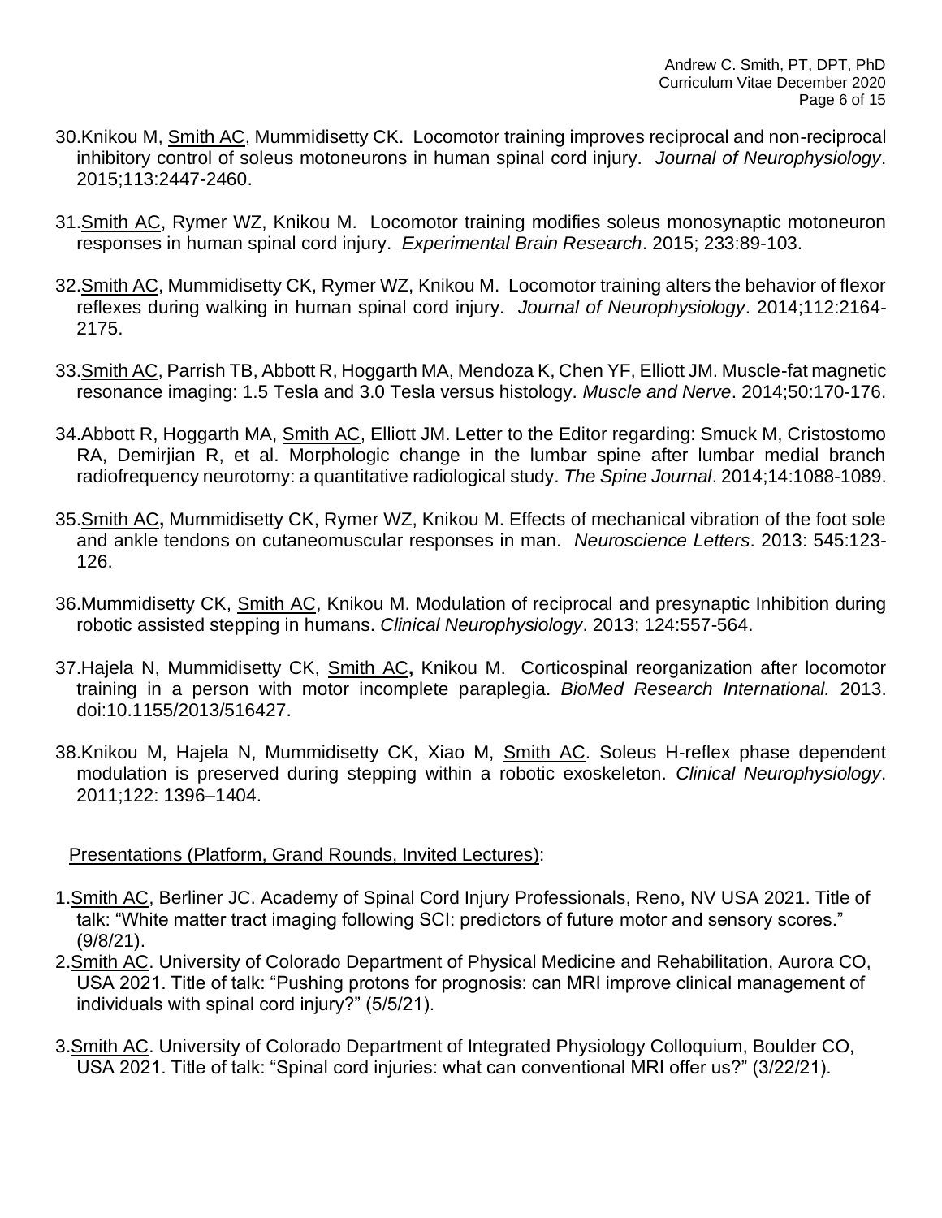30. Knikou M, Smith AC, Mummidisetty CK. Locomotor training improves reciprocal and non-reciprocal inhibitory control of soleus motoneurons in human spinal cord injury. *Journal of Neurophysiology*. 2015;113:2447-2460.

31. Smith AC, Rymer WZ, Knikou M. Locomotor training modifies soleus monosynaptic motoneuron responses in human spinal cord injury. *Experimental Brain Research*. 2015; 233:89-103.

32. Smith AC, Mummidisetty CK, Rymer WZ, Knikou M. Locomotor training alters the behavior of flexor reflexes during walking in human spinal cord injury. *Journal of Neurophysiology*. 2014;112:2164-2175.

33. Smith AC, Parrish TB, Abbott R, Hoggarth MA, Mendoza K, Chen YF, Elliott JM. Muscle-fat magnetic resonance imaging: 1.5 Tesla and 3.0 Tesla versus histology. *Muscle and Nerve*. 2014;50:170-176.

34. Abbott R, Hoggarth MA, Smith AC, Elliott JM. Letter to the Editor regarding: Smuck M, Cristostomo RA, Demirjian R, et al. Morphologic change in the lumbar spine after lumbar medial branch radiofrequency neurotomy: a quantitative radiological study. *The Spine Journal*. 2014;14:1088-1089.

35. Smith AC**,** Mummidisetty CK, Rymer WZ, Knikou M. Effects of mechanical vibration of the foot sole and ankle tendons on cutaneomuscular responses in man. *Neuroscience Letters*. 2013: 545:123-126.

36. Mummidisetty CK, Smith AC, Knikou M. Modulation of reciprocal and presynaptic Inhibition during robotic assisted stepping in humans. *Clinical Neurophysiology*. 2013; 124:557-564.

37. Hajela N, Mummidisetty CK, Smith AC**,** Knikou M. Corticospinal reorganization after locomotor training in a person with motor incomplete paraplegia. *BioMed Research International.* 2013. doi:10.1155/2013/516427.

38. Knikou M, Hajela N, Mummidisetty CK, Xiao M, Smith AC. Soleus H-reflex phase dependent modulation is preserved during stepping within a robotic exoskeleton. *Clinical Neurophysiology*. 2011;122: 1396–1404.

Presentations (Platform, Grand Rounds, Invited Lectures):

1. Smith AC, Berliner JC. Academy of Spinal Cord Injury Professionals, Reno, NV USA 2021. Title of talk: "White matter tract imaging following SCI: predictors of future motor and sensory scores." (9/8/21).
2. Smith AC. University of Colorado Department of Physical Medicine and Rehabilitation, Aurora CO, USA 2021. Title of talk: "Pushing protons for prognosis: can MRI improve clinical management of individuals with spinal cord injury?" (5/5/21).

3. Smith AC. University of Colorado Department of Integrated Physiology Colloquium, Boulder CO, USA 2021. Title of talk: "Spinal cord injuries: what can conventional MRI offer us?" (3/22/21).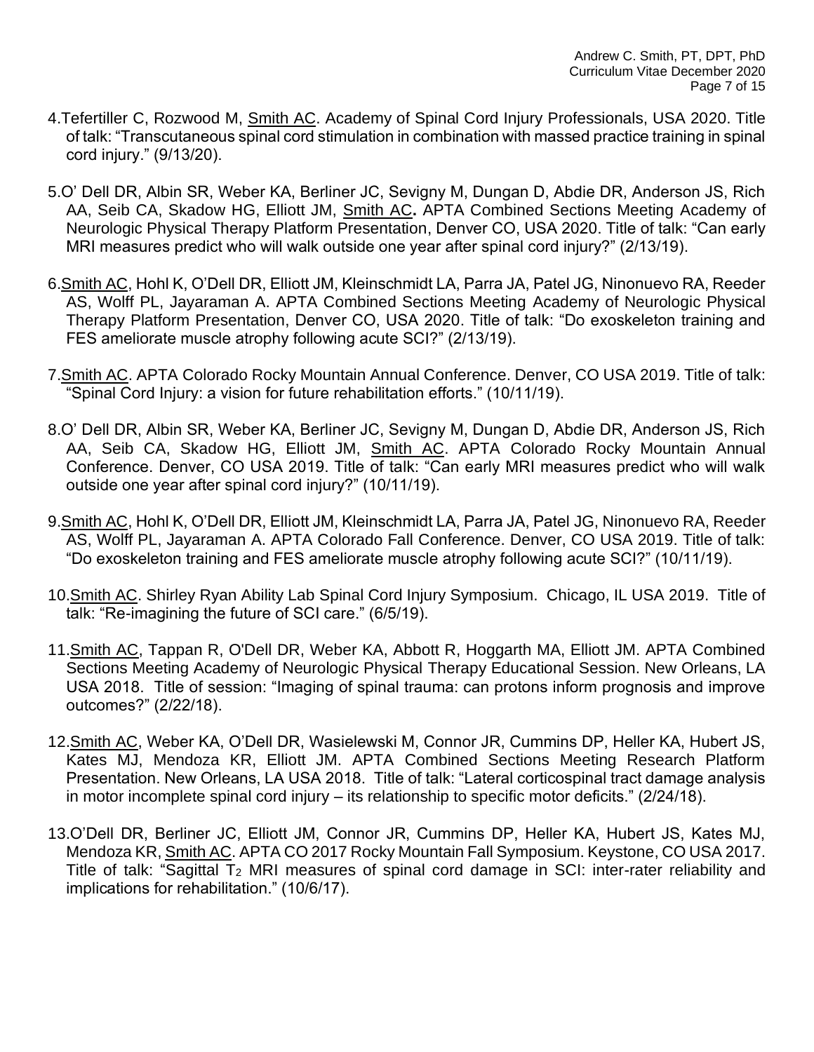4. Tefertiller C, Rozwood M, <u>Smith AC</u>. Academy of Spinal Cord Injury Professionals, USA 2020. Title of talk: "Transcutaneous spinal cord stimulation in combination with massed practice training in spinal cord injury." (9/13/20).

5. O' Dell DR, Albin SR, Weber KA, Berliner JC, Sevigny M, Dungan D, Abdie DR, Anderson JS, Rich AA, Seib CA, Skadow HG, Elliott JM, **<u>Smith AC</u>.** APTA Combined Sections Meeting Academy of Neurologic Physical Therapy Platform Presentation, Denver CO, USA 2020. Title of talk: "Can early MRI measures predict who will walk outside one year after spinal cord injury?" (2/13/19).

6. <u>Smith AC</u>, Hohl K, O'Dell DR, Elliott JM, Kleinschmidt LA, Parra JA, Patel JG, Ninonuevo RA, Reeder AS, Wolff PL, Jayaraman A. APTA Combined Sections Meeting Academy of Neurologic Physical Therapy Platform Presentation, Denver CO, USA 2020. Title of talk: "Do exoskeleton training and FES ameliorate muscle atrophy following acute SCI?" (2/13/19).

7. <u>Smith AC</u>. APTA Colorado Rocky Mountain Annual Conference. Denver, CO USA 2019. Title of talk: "Spinal Cord Injury: a vision for future rehabilitation efforts." (10/11/19).

8. O' Dell DR, Albin SR, Weber KA, Berliner JC, Sevigny M, Dungan D, Abdie DR, Anderson JS, Rich AA, Seib CA, Skadow HG, Elliott JM, <u>Smith AC</u>. APTA Colorado Rocky Mountain Annual Conference. Denver, CO USA 2019. Title of talk: "Can early MRI measures predict who will walk outside one year after spinal cord injury?" (10/11/19).

9. <u>Smith AC</u>, Hohl K, O'Dell DR, Elliott JM, Kleinschmidt LA, Parra JA, Patel JG, Ninonuevo RA, Reeder AS, Wolff PL, Jayaraman A. APTA Colorado Fall Conference. Denver, CO USA 2019. Title of talk: "Do exoskeleton training and FES ameliorate muscle atrophy following acute SCI?" (10/11/19).

10. <u>Smith AC</u>. Shirley Ryan Ability Lab Spinal Cord Injury Symposium. Chicago, IL USA 2019. Title of talk: "Re-imagining the future of SCI care." (6/5/19).

11. <u>Smith AC</u>, Tappan R, O'Dell DR, Weber KA, Abbott R, Hoggarth MA, Elliott JM. APTA Combined Sections Meeting Academy of Neurologic Physical Therapy Educational Session. New Orleans, LA USA 2018. Title of session: "Imaging of spinal trauma: can protons inform prognosis and improve outcomes?" (2/22/18).

12. <u>Smith AC</u>, Weber KA, O'Dell DR, Wasielewski M, Connor JR, Cummins DP, Heller KA, Hubert JS, Kates MJ, Mendoza KR, Elliott JM. APTA Combined Sections Meeting Research Platform Presentation. New Orleans, LA USA 2018. Title of talk: "Lateral corticospinal tract damage analysis in motor incomplete spinal cord injury – its relationship to specific motor deficits." (2/24/18).

13. O'Dell DR, Berliner JC, Elliott JM, Connor JR, Cummins DP, Heller KA, Hubert JS, Kates MJ, Mendoza KR, <u>Smith AC</u>. APTA CO 2017 Rocky Mountain Fall Symposium. Keystone, CO USA 2017. Title of talk: "Sagittal $T_2$ MRI measures of spinal cord damage in SCI: inter-rater reliability and implications for rehabilitation." (10/6/17).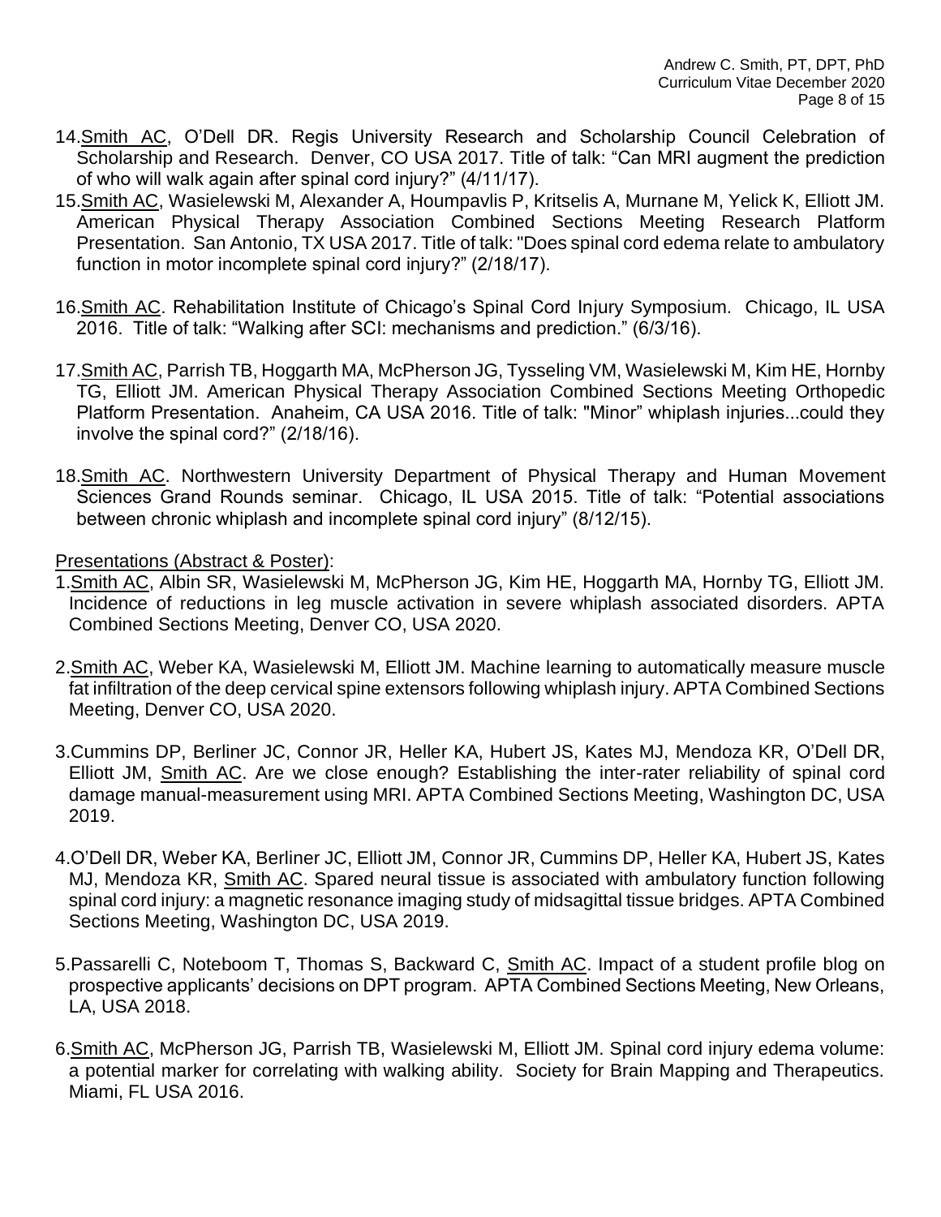14. Smith AC, O'Dell DR. Regis University Research and Scholarship Council Celebration of Scholarship and Research. Denver, CO USA 2017. Title of talk: "Can MRI augment the prediction of who will walk again after spinal cord injury?" (4/11/17).
15. Smith AC, Wasielewski M, Alexander A, Houmpavlis P, Kritselis A, Murnane M, Yelick K, Elliott JM. American Physical Therapy Association Combined Sections Meeting Research Platform Presentation. San Antonio, TX USA 2017. Title of talk: "Does spinal cord edema relate to ambulatory function in motor incomplete spinal cord injury?" (2/18/17).
16. Smith AC. Rehabilitation Institute of Chicago's Spinal Cord Injury Symposium. Chicago, IL USA 2016. Title of talk: "Walking after SCI: mechanisms and prediction." (6/3/16).
17. Smith AC, Parrish TB, Hoggarth MA, McPherson JG, Tysseling VM, Wasielewski M, Kim HE, Hornby TG, Elliott JM. American Physical Therapy Association Combined Sections Meeting Orthopedic Platform Presentation. Anaheim, CA USA 2016. Title of talk: "Minor" whiplash injuries...could they involve the spinal cord?" (2/18/16).
18. Smith AC. Northwestern University Department of Physical Therapy and Human Movement Sciences Grand Rounds seminar. Chicago, IL USA 2015. Title of talk: "Potential associations between chronic whiplash and incomplete spinal cord injury" (8/12/15).

Presentations (Abstract & Poster):

1. Smith AC, Albin SR, Wasielewski M, McPherson JG, Kim HE, Hoggarth MA, Hornby TG, Elliott JM. Incidence of reductions in leg muscle activation in severe whiplash associated disorders. APTA Combined Sections Meeting, Denver CO, USA 2020.
2. Smith AC, Weber KA, Wasielewski M, Elliott JM. Machine learning to automatically measure muscle fat infiltration of the deep cervical spine extensors following whiplash injury. APTA Combined Sections Meeting, Denver CO, USA 2020.
3. Cummins DP, Berliner JC, Connor JR, Heller KA, Hubert JS, Kates MJ, Mendoza KR, O'Dell DR, Elliott JM, Smith AC. Are we close enough? Establishing the inter-rater reliability of spinal cord damage manual-measurement using MRI. APTA Combined Sections Meeting, Washington DC, USA 2019.
4. O'Dell DR, Weber KA, Berliner JC, Elliott JM, Connor JR, Cummins DP, Heller KA, Hubert JS, Kates MJ, Mendoza KR, Smith AC. Spared neural tissue is associated with ambulatory function following spinal cord injury: a magnetic resonance imaging study of midsagittal tissue bridges. APTA Combined Sections Meeting, Washington DC, USA 2019.
5. Passarelli C, Noteboom T, Thomas S, Backward C, Smith AC. Impact of a student profile blog on prospective applicants' decisions on DPT program. APTA Combined Sections Meeting, New Orleans, LA, USA 2018.
6. Smith AC, McPherson JG, Parrish TB, Wasielewski M, Elliott JM. Spinal cord injury edema volume: a potential marker for correlating with walking ability. Society for Brain Mapping and Therapeutics. Miami, FL USA 2016.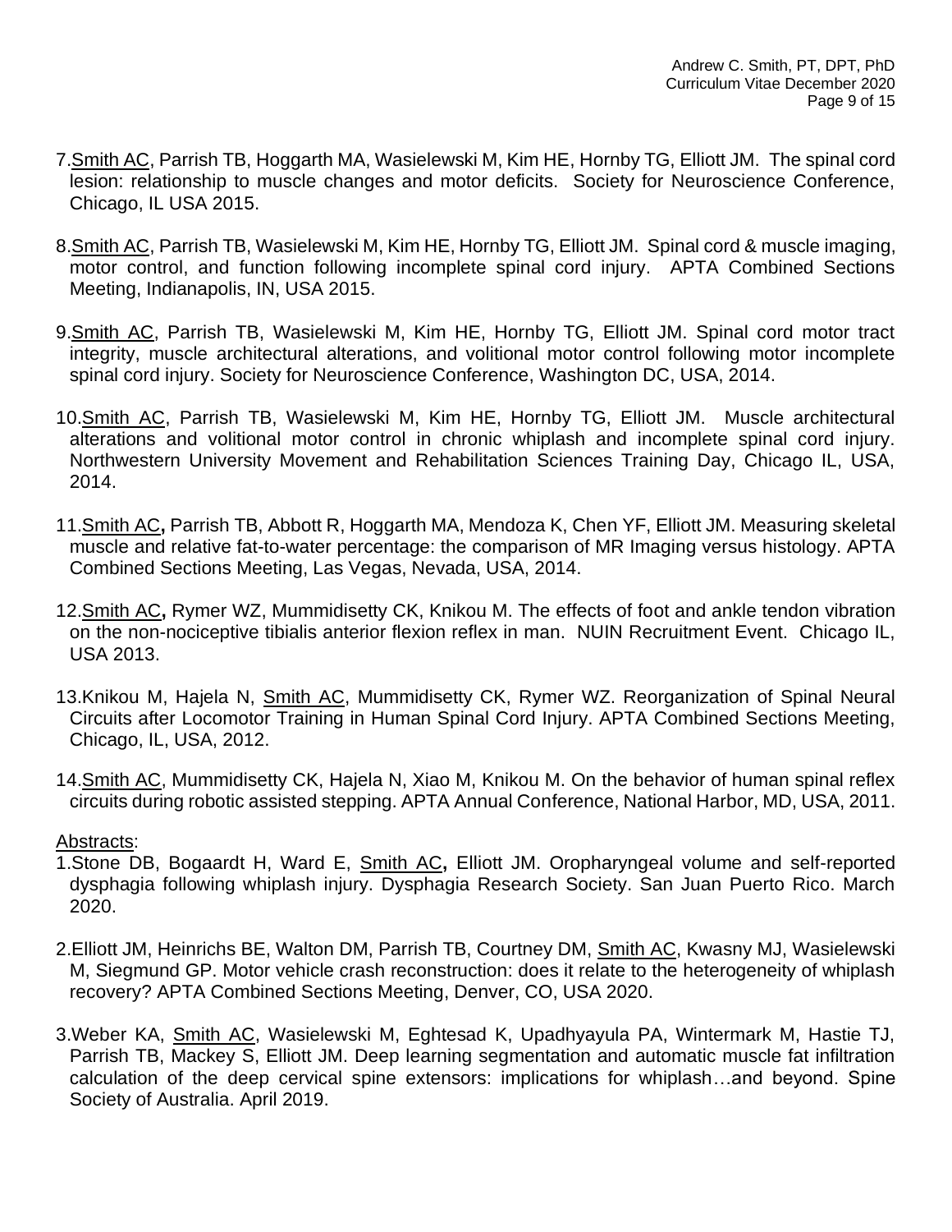7. <u>Smith AC</u>, Parrish TB, Hoggarth MA, Wasielewski M, Kim HE, Hornby TG, Elliott JM. The spinal cord lesion: relationship to muscle changes and motor deficits. Society for Neuroscience Conference, Chicago, IL USA 2015.

8. <u>Smith AC</u>, Parrish TB, Wasielewski M, Kim HE, Hornby TG, Elliott JM. Spinal cord & muscle imaging, motor control, and function following incomplete spinal cord injury. APTA Combined Sections Meeting, Indianapolis, IN, USA 2015.

9. <u>Smith AC</u>, Parrish TB, Wasielewski M, Kim HE, Hornby TG, Elliott JM. Spinal cord motor tract integrity, muscle architectural alterations, and volitional motor control following motor incomplete spinal cord injury. Society for Neuroscience Conference, Washington DC, USA, 2014.

10. <u>Smith AC</u>, Parrish TB, Wasielewski M, Kim HE, Hornby TG, Elliott JM. Muscle architectural alterations and volitional motor control in chronic whiplash and incomplete spinal cord injury. Northwestern University Movement and Rehabilitation Sciences Training Day, Chicago IL, USA, 2014.

11. <u>Smith AC</u>**,** Parrish TB, Abbott R, Hoggarth MA, Mendoza K, Chen YF, Elliott JM. Measuring skeletal muscle and relative fat-to-water percentage: the comparison of MR Imaging versus histology. APTA Combined Sections Meeting, Las Vegas, Nevada, USA, 2014.

12. <u>Smith AC</u>**,** Rymer WZ, Mummidisetty CK, Knikou M. The effects of foot and ankle tendon vibration on the non-nociceptive tibialis anterior flexion reflex in man. NUIN Recruitment Event. Chicago IL, USA 2013.

13. Knikou M, Hajela N, <u>Smith AC</u>, Mummidisetty CK, Rymer WZ. Reorganization of Spinal Neural Circuits after Locomotor Training in Human Spinal Cord Injury. APTA Combined Sections Meeting, Chicago, IL, USA, 2012.

14. <u>Smith AC</u>, Mummidisetty CK, Hajela N, Xiao M, Knikou M. On the behavior of human spinal reflex circuits during robotic assisted stepping. APTA Annual Conference, National Harbor, MD, USA, 2011.

<u>Abstracts</u>:

1. Stone DB, Bogaardt H, Ward E, <u>Smith AC</u>**,** Elliott JM. Oropharyngeal volume and self-reported dysphagia following whiplash injury. Dysphagia Research Society. San Juan Puerto Rico. March 2020.

2. Elliott JM, Heinrichs BE, Walton DM, Parrish TB, Courtney DM, <u>Smith AC</u>, Kwasny MJ, Wasielewski M, Siegmund GP. Motor vehicle crash reconstruction: does it relate to the heterogeneity of whiplash recovery? APTA Combined Sections Meeting, Denver, CO, USA 2020.

3. Weber KA, <u>Smith AC</u>, Wasielewski M, Eghtesad K, Upadhyayula PA, Wintermark M, Hastie TJ, Parrish TB, Mackey S, Elliott JM. Deep learning segmentation and automatic muscle fat infiltration calculation of the deep cervical spine extensors: implications for whiplash…and beyond. Spine Society of Australia. April 2019.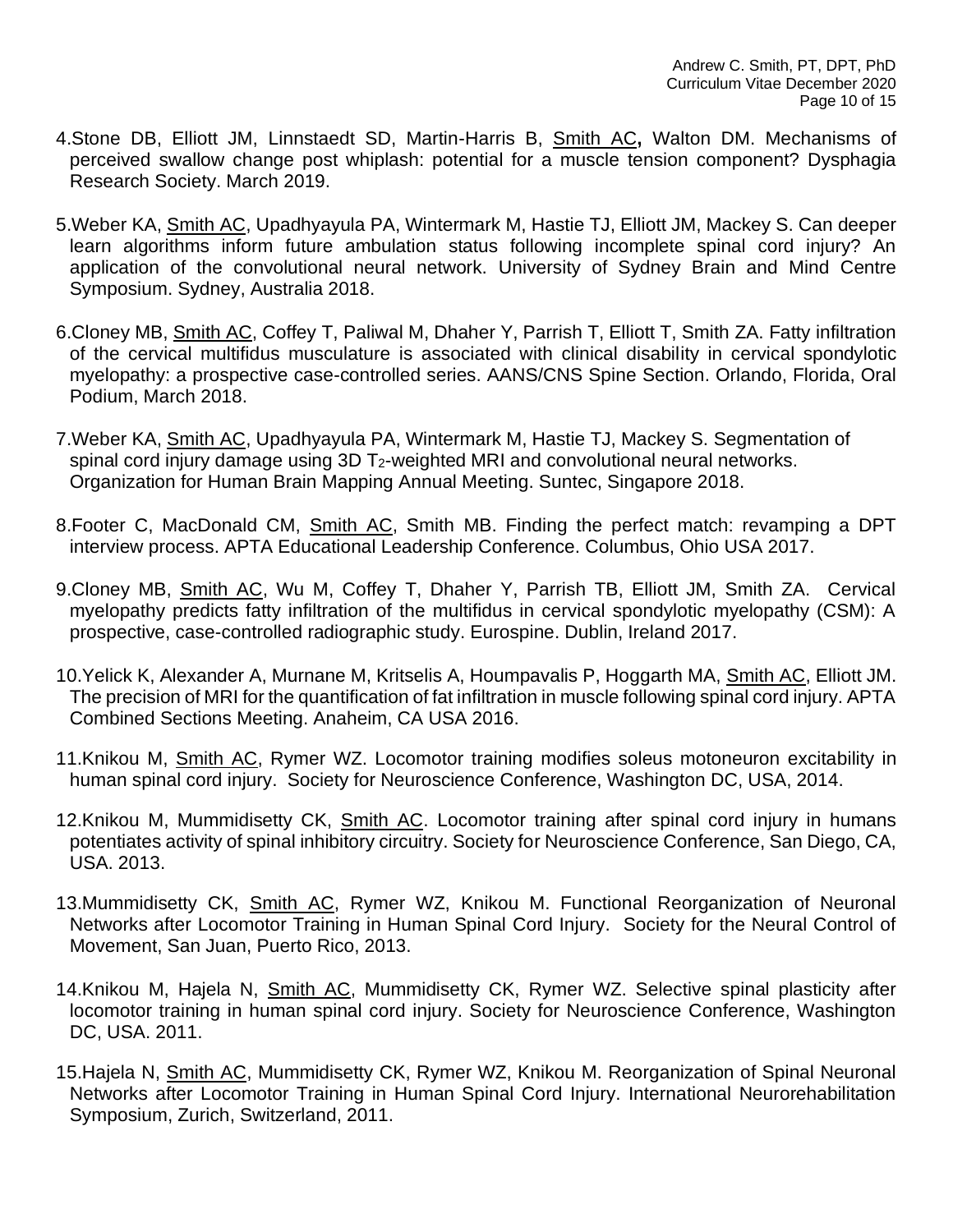4. Stone DB, Elliott JM, Linnstaedt SD, Martin-Harris B, Smith AC**,** Walton DM. Mechanisms of perceived swallow change post whiplash: potential for a muscle tension component? Dysphagia Research Society. March 2019.

5. Weber KA, Smith AC, Upadhyayula PA, Wintermark M, Hastie TJ, Elliott JM, Mackey S. Can deeper learn algorithms inform future ambulation status following incomplete spinal cord injury? An application of the convolutional neural network. University of Sydney Brain and Mind Centre Symposium. Sydney, Australia 2018.

6. Cloney MB, Smith AC, Coffey T, Paliwal M, Dhaher Y, Parrish T, Elliott T, Smith ZA. Fatty infiltration of the cervical multifidus musculature is associated with clinical disability in cervical spondylotic myelopathy: a prospective case-controlled series. AANS/CNS Spine Section. Orlando, Florida, Oral Podium, March 2018.

7. Weber KA, Smith AC, Upadhyayula PA, Wintermark M, Hastie TJ, Mackey S. Segmentation of spinal cord injury damage using 3D $T_2$-weighted MRI and convolutional neural networks. Organization for Human Brain Mapping Annual Meeting. Suntec, Singapore 2018.

8. Footer C, MacDonald CM, Smith AC, Smith MB. Finding the perfect match: revamping a DPT interview process. APTA Educational Leadership Conference. Columbus, Ohio USA 2017.

9. Cloney MB, Smith AC, Wu M, Coffey T, Dhaher Y, Parrish TB, Elliott JM, Smith ZA. Cervical myelopathy predicts fatty infiltration of the multifidus in cervical spondylotic myelopathy (CSM): A prospective, case-controlled radiographic study. Eurospine. Dublin, Ireland 2017.

10. Yelick K, Alexander A, Murnane M, Kritselis A, Houmpavalis P, Hoggarth MA, Smith AC, Elliott JM. The precision of MRI for the quantification of fat infiltration in muscle following spinal cord injury. APTA Combined Sections Meeting. Anaheim, CA USA 2016.

11. Knikou M, Smith AC, Rymer WZ. Locomotor training modifies soleus motoneuron excitability in human spinal cord injury. Society for Neuroscience Conference, Washington DC, USA, 2014.

12. Knikou M, Mummidisetty CK, Smith AC. Locomotor training after spinal cord injury in humans potentiates activity of spinal inhibitory circuitry. Society for Neuroscience Conference, San Diego, CA, USA. 2013.

13. Mummidisetty CK, Smith AC, Rymer WZ, Knikou M. Functional Reorganization of Neuronal Networks after Locomotor Training in Human Spinal Cord Injury. Society for the Neural Control of Movement, San Juan, Puerto Rico, 2013.

14. Knikou M, Hajela N, Smith AC, Mummidisetty CK, Rymer WZ. Selective spinal plasticity after locomotor training in human spinal cord injury. Society for Neuroscience Conference, Washington DC, USA. 2011.

15. Hajela N, Smith AC, Mummidisetty CK, Rymer WZ, Knikou M. Reorganization of Spinal Neuronal Networks after Locomotor Training in Human Spinal Cord Injury. International Neurorehabilitation Symposium, Zurich, Switzerland, 2011.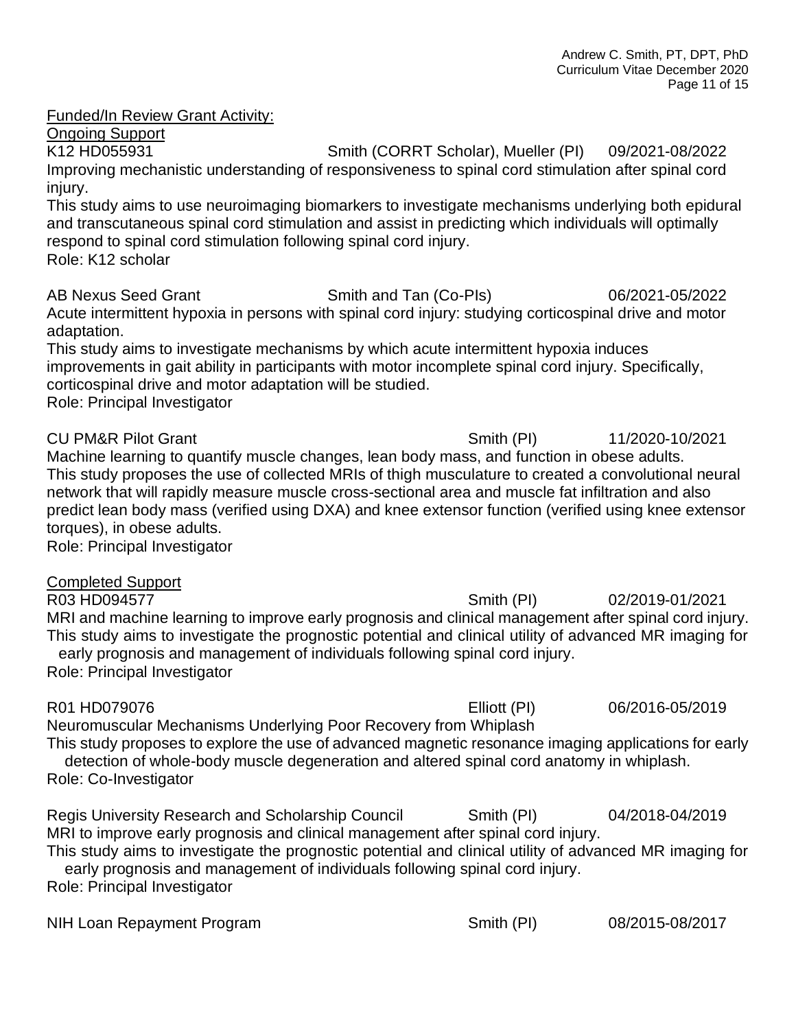Funded/In Review Grant Activity:

Ongoing Support

K12 HD055931 Smith (CORRT Scholar), Mueller (PI) 09/2021-08/2022
Improving mechanistic understanding of responsiveness to spinal cord stimulation after spinal cord injury.
This study aims to use neuroimaging biomarkers to investigate mechanisms underlying both epidural and transcutaneous spinal cord stimulation and assist in predicting which individuals will optimally respond to spinal cord stimulation following spinal cord injury.
Role: K12 scholar

AB Nexus Seed Grant Smith and Tan (Co-PIs) 06/2021-05/2022
Acute intermittent hypoxia in persons with spinal cord injury: studying corticospinal drive and motor adaptation.
This study aims to investigate mechanisms by which acute intermittent hypoxia induces improvements in gait ability in participants with motor incomplete spinal cord injury. Specifically, corticospinal drive and motor adaptation will be studied.
Role: Principal Investigator

CU PM&R Pilot Grant Smith (PI) 11/2020-10/2021
Machine learning to quantify muscle changes, lean body mass, and function in obese adults.
This study proposes the use of collected MRIs of thigh musculature to created a convolutional neural network that will rapidly measure muscle cross-sectional area and muscle fat infiltration and also predict lean body mass (verified using DXA) and knee extensor function (verified using knee extensor torques), in obese adults.
Role: Principal Investigator

Completed Support

R03 HD094577 Smith (PI) 02/2019-01/2021
MRI and machine learning to improve early prognosis and clinical management after spinal cord injury.
This study aims to investigate the prognostic potential and clinical utility of advanced MR imaging for early prognosis and management of individuals following spinal cord injury.
Role: Principal Investigator

R01 HD079076 Elliott (PI) 06/2016-05/2019
Neuromuscular Mechanisms Underlying Poor Recovery from Whiplash
This study proposes to explore the use of advanced magnetic resonance imaging applications for early detection of whole-body muscle degeneration and altered spinal cord anatomy in whiplash.
Role: Co-Investigator

Regis University Research and Scholarship Council Smith (PI) 04/2018-04/2019
MRI to improve early prognosis and clinical management after spinal cord injury.
This study aims to investigate the prognostic potential and clinical utility of advanced MR imaging for early prognosis and management of individuals following spinal cord injury.
Role: Principal Investigator

NIH Loan Repayment Program Smith (PI) 08/2015-08/2017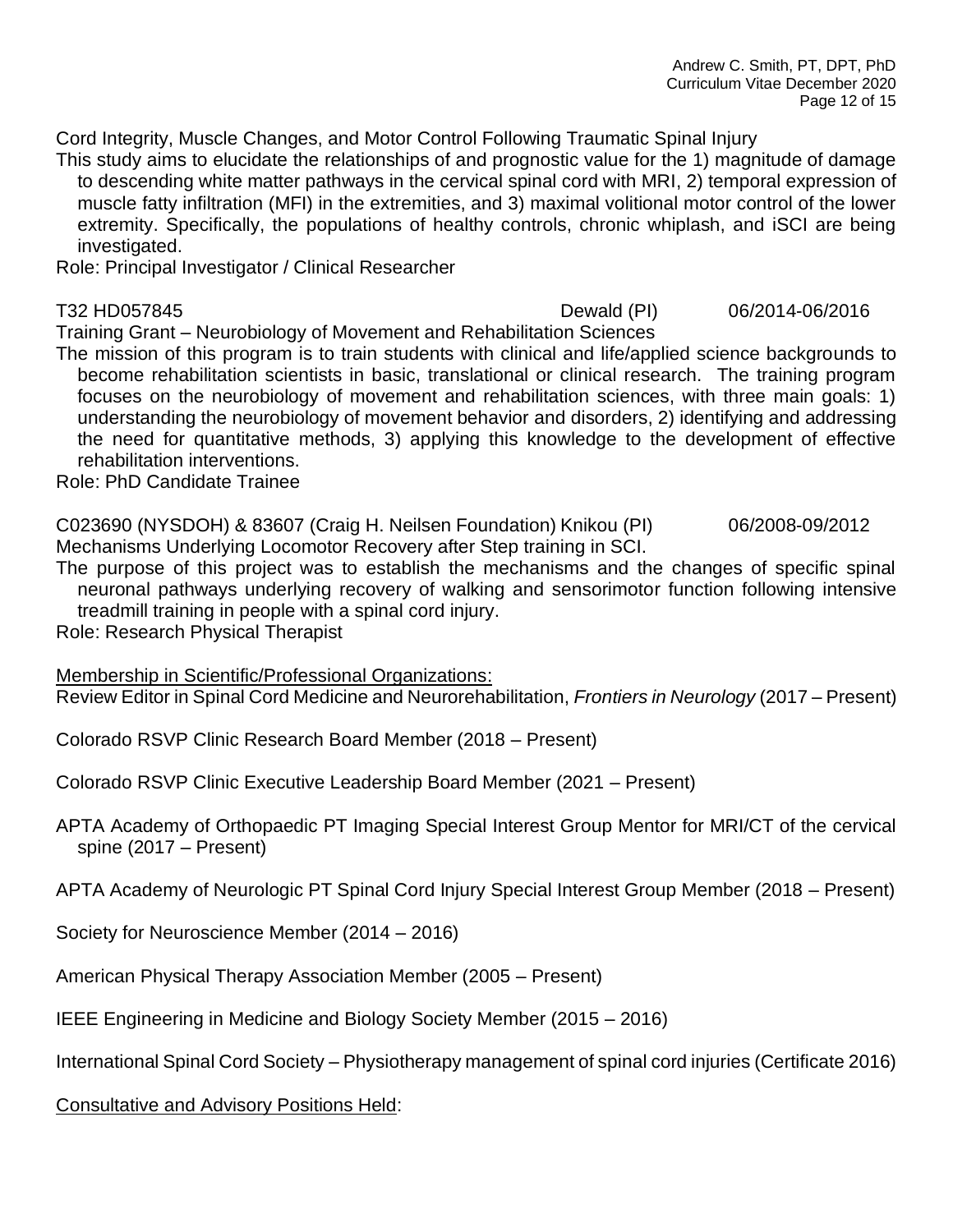Cord Integrity, Muscle Changes, and Motor Control Following Traumatic Spinal Injury

This study aims to elucidate the relationships of and prognostic value for the 1) magnitude of damage to descending white matter pathways in the cervical spinal cord with MRI, 2) temporal expression of muscle fatty infiltration (MFI) in the extremities, and 3) maximal volitional motor control of the lower extremity. Specifically, the populations of healthy controls, chronic whiplash, and iSCI are being investigated.

Role: Principal Investigator / Clinical Researcher

T32 HD057845 Dewald (PI) 06/2014-06/2016

Training Grant – Neurobiology of Movement and Rehabilitation Sciences

The mission of this program is to train students with clinical and life/applied science backgrounds to become rehabilitation scientists in basic, translational or clinical research. The training program focuses on the neurobiology of movement and rehabilitation sciences, with three main goals: 1) understanding the neurobiology of movement behavior and disorders, 2) identifying and addressing the need for quantitative methods, 3) applying this knowledge to the development of effective rehabilitation interventions.

Role: PhD Candidate Trainee

C023690 (NYSDOH) & 83607 (Craig H. Neilsen Foundation) Knikou (PI) 06/2008-09/2012

Mechanisms Underlying Locomotor Recovery after Step training in SCI.

The purpose of this project was to establish the mechanisms and the changes of specific spinal neuronal pathways underlying recovery of walking and sensorimotor function following intensive treadmill training in people with a spinal cord injury.

Role: Research Physical Therapist

<u>Membership in Scientific/Professional Organizations:</u>

Review Editor in Spinal Cord Medicine and Neurorehabilitation, *Frontiers in Neurology* (2017 – Present)

Colorado RSVP Clinic Research Board Member (2018 – Present)

Colorado RSVP Clinic Executive Leadership Board Member (2021 – Present)

APTA Academy of Orthopaedic PT Imaging Special Interest Group Mentor for MRI/CT of the cervical spine (2017 – Present)

APTA Academy of Neurologic PT Spinal Cord Injury Special Interest Group Member (2018 – Present)

Society for Neuroscience Member (2014 – 2016)

American Physical Therapy Association Member (2005 – Present)

IEEE Engineering in Medicine and Biology Society Member (2015 – 2016)

International Spinal Cord Society – Physiotherapy management of spinal cord injuries (Certificate 2016)

<u>Consultative and Advisory Positions Held</u>: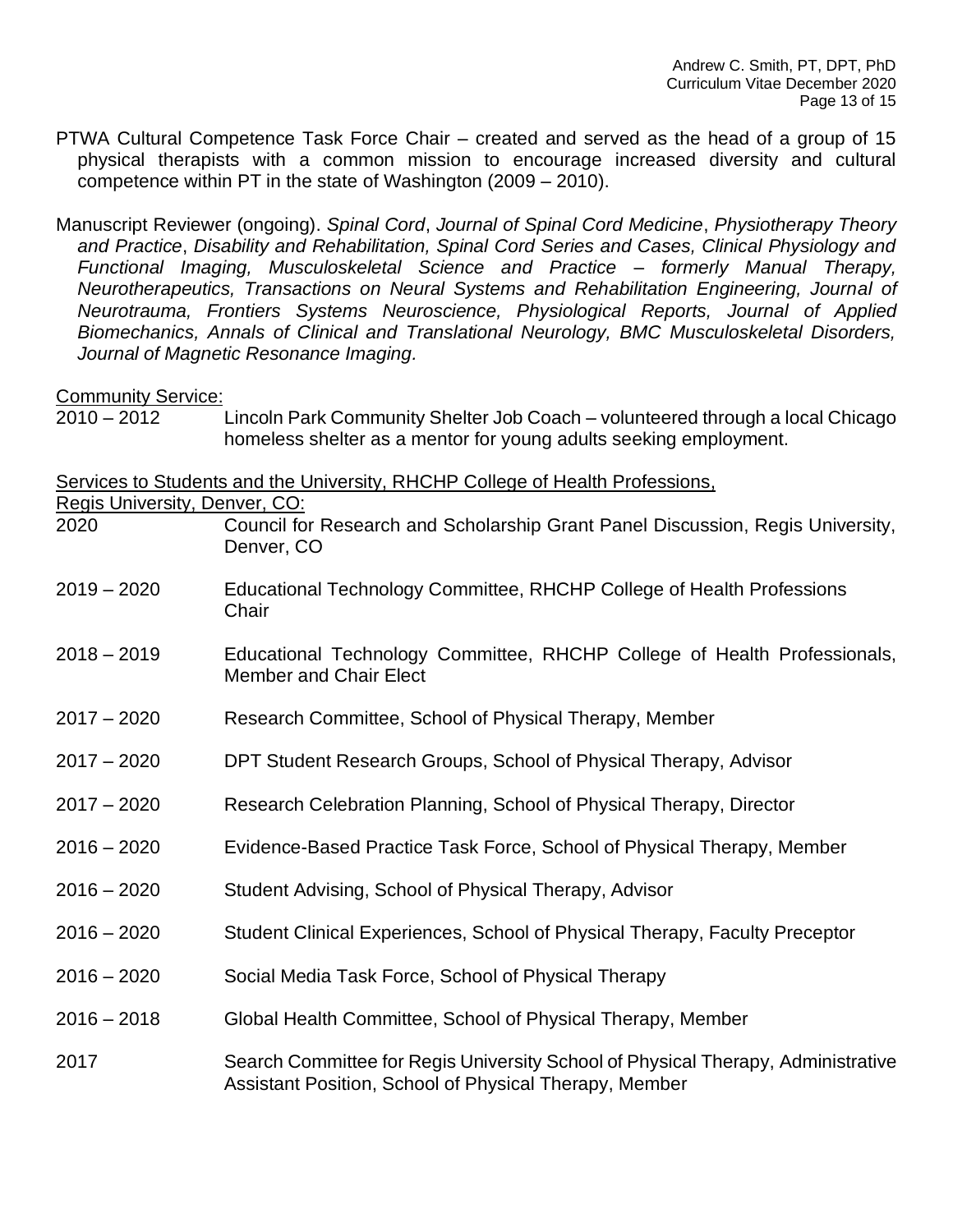PTWA Cultural Competence Task Force Chair – created and served as the head of a group of 15 physical therapists with a common mission to encourage increased diversity and cultural competence within PT in the state of Washington (2009 – 2010).

Manuscript Reviewer (ongoing). *Spinal Cord*, *Journal of Spinal Cord Medicine*, *Physiotherapy Theory and Practice*, *Disability and Rehabilitation, Spinal Cord Series and Cases, Clinical Physiology and Functional Imaging, Musculoskeletal Science and Practice – formerly Manual Therapy, Neurotherapeutics, Transactions on Neural Systems and Rehabilitation Engineering, Journal of Neurotrauma, Frontiers Systems Neuroscience, Physiological Reports, Journal of Applied Biomechanics, Annals of Clinical and Translational Neurology, BMC Musculoskeletal Disorders, Journal of Magnetic Resonance Imaging.*

<u>Community Service:</u>

2010 – 2012 Lincoln Park Community Shelter Job Coach – volunteered through a local Chicago homeless shelter as a mentor for young adults seeking employment.

<u>Services to Students and the University, RHCHP College of Health Professions, Regis University, Denver, CO:</u>

2020 Council for Research and Scholarship Grant Panel Discussion, Regis University, Denver, CO

2019 – 2020 Educational Technology Committee, RHCHP College of Health Professions Chair

2018 – 2019 Educational Technology Committee, RHCHP College of Health Professionals, Member and Chair Elect

2017 – 2020 Research Committee, School of Physical Therapy, Member

2017 – 2020 DPT Student Research Groups, School of Physical Therapy, Advisor

2017 – 2020 Research Celebration Planning, School of Physical Therapy, Director

2016 – 2020 Evidence-Based Practice Task Force, School of Physical Therapy, Member

2016 – 2020 Student Advising, School of Physical Therapy, Advisor

2016 – 2020 Student Clinical Experiences, School of Physical Therapy, Faculty Preceptor

2016 – 2020 Social Media Task Force, School of Physical Therapy

2016 – 2018 Global Health Committee, School of Physical Therapy, Member

2017 Search Committee for Regis University School of Physical Therapy, Administrative Assistant Position, School of Physical Therapy, Member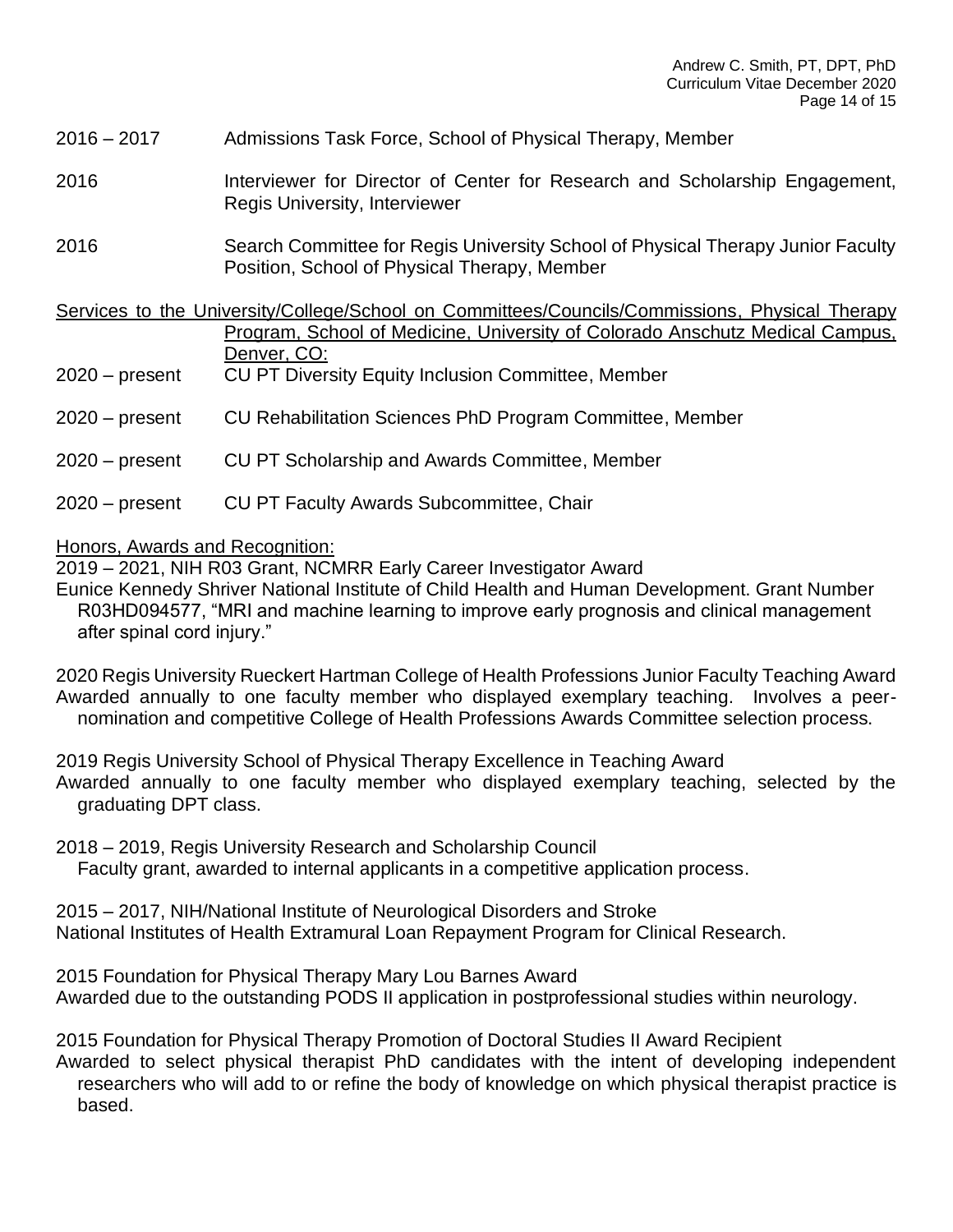2016 – 2017 Admissions Task Force, School of Physical Therapy, Member

2016 Interviewer for Director of Center for Research and Scholarship Engagement, Regis University, Interviewer

2016 Search Committee for Regis University School of Physical Therapy Junior Faculty Position, School of Physical Therapy, Member

Services to the University/College/School on Committees/Councils/Commissions, Physical Therapy Program, School of Medicine, University of Colorado Anschutz Medical Campus, Denver, CO:

2020 – present CU PT Diversity Equity Inclusion Committee, Member

2020 – present CU Rehabilitation Sciences PhD Program Committee, Member

2020 – present CU PT Scholarship and Awards Committee, Member

2020 – present CU PT Faculty Awards Subcommittee, Chair

Honors, Awards and Recognition:

2019 – 2021, NIH R03 Grant, NCMRR Early Career Investigator Award
Eunice Kennedy Shriver National Institute of Child Health and Human Development. Grant Number R03HD094577, "MRI and machine learning to improve early prognosis and clinical management after spinal cord injury."

2020 Regis University Rueckert Hartman College of Health Professions Junior Faculty Teaching Award
Awarded annually to one faculty member who displayed exemplary teaching. Involves a peer-nomination and competitive College of Health Professions Awards Committee selection process.

2019 Regis University School of Physical Therapy Excellence in Teaching Award
Awarded annually to one faculty member who displayed exemplary teaching, selected by the graduating DPT class.

2018 – 2019, Regis University Research and Scholarship Council
Faculty grant, awarded to internal applicants in a competitive application process.

2015 – 2017, NIH/National Institute of Neurological Disorders and Stroke
National Institutes of Health Extramural Loan Repayment Program for Clinical Research.

2015 Foundation for Physical Therapy Mary Lou Barnes Award
Awarded due to the outstanding PODS II application in postprofessional studies within neurology.

2015 Foundation for Physical Therapy Promotion of Doctoral Studies II Award Recipient
Awarded to select physical therapist PhD candidates with the intent of developing independent researchers who will add to or refine the body of knowledge on which physical therapist practice is based.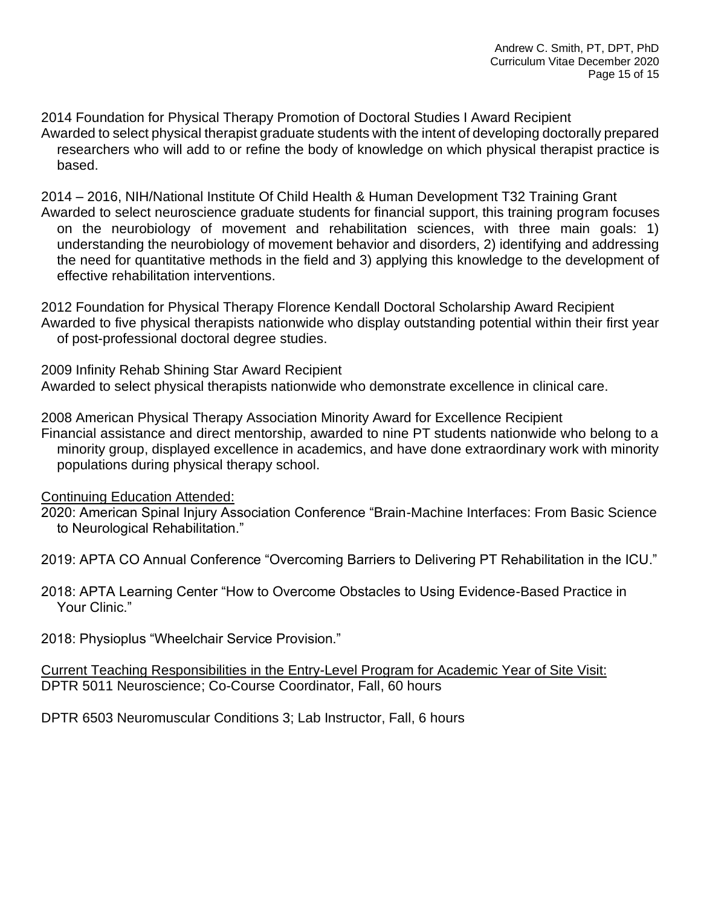2014 Foundation for Physical Therapy Promotion of Doctoral Studies I Award Recipient
Awarded to select physical therapist graduate students with the intent of developing doctorally prepared researchers who will add to or refine the body of knowledge on which physical therapist practice is based.

2014 – 2016, NIH/National Institute Of Child Health & Human Development T32 Training Grant
Awarded to select neuroscience graduate students for financial support, this training program focuses on the neurobiology of movement and rehabilitation sciences, with three main goals: 1) understanding the neurobiology of movement behavior and disorders, 2) identifying and addressing the need for quantitative methods in the field and 3) applying this knowledge to the development of effective rehabilitation interventions.

2012 Foundation for Physical Therapy Florence Kendall Doctoral Scholarship Award Recipient
Awarded to five physical therapists nationwide who display outstanding potential within their first year of post-professional doctoral degree studies.

2009 Infinity Rehab Shining Star Award Recipient
Awarded to select physical therapists nationwide who demonstrate excellence in clinical care.

2008 American Physical Therapy Association Minority Award for Excellence Recipient
Financial assistance and direct mentorship, awarded to nine PT students nationwide who belong to a minority group, displayed excellence in academics, and have done extraordinary work with minority populations during physical therapy school.

<u>Continuing Education Attended:</u>

2020: American Spinal Injury Association Conference "Brain-Machine Interfaces: From Basic Science to Neurological Rehabilitation."

2019: APTA CO Annual Conference "Overcoming Barriers to Delivering PT Rehabilitation in the ICU."

2018: APTA Learning Center "How to Overcome Obstacles to Using Evidence-Based Practice in Your Clinic."

2018: Physioplus "Wheelchair Service Provision."

<u>Current Teaching Responsibilities in the Entry-Level Program for Academic Year of Site Visit:</u>

DPTR 5011 Neuroscience; Co-Course Coordinator, Fall, 60 hours

DPTR 6503 Neuromuscular Conditions 3; Lab Instructor, Fall, 6 hours